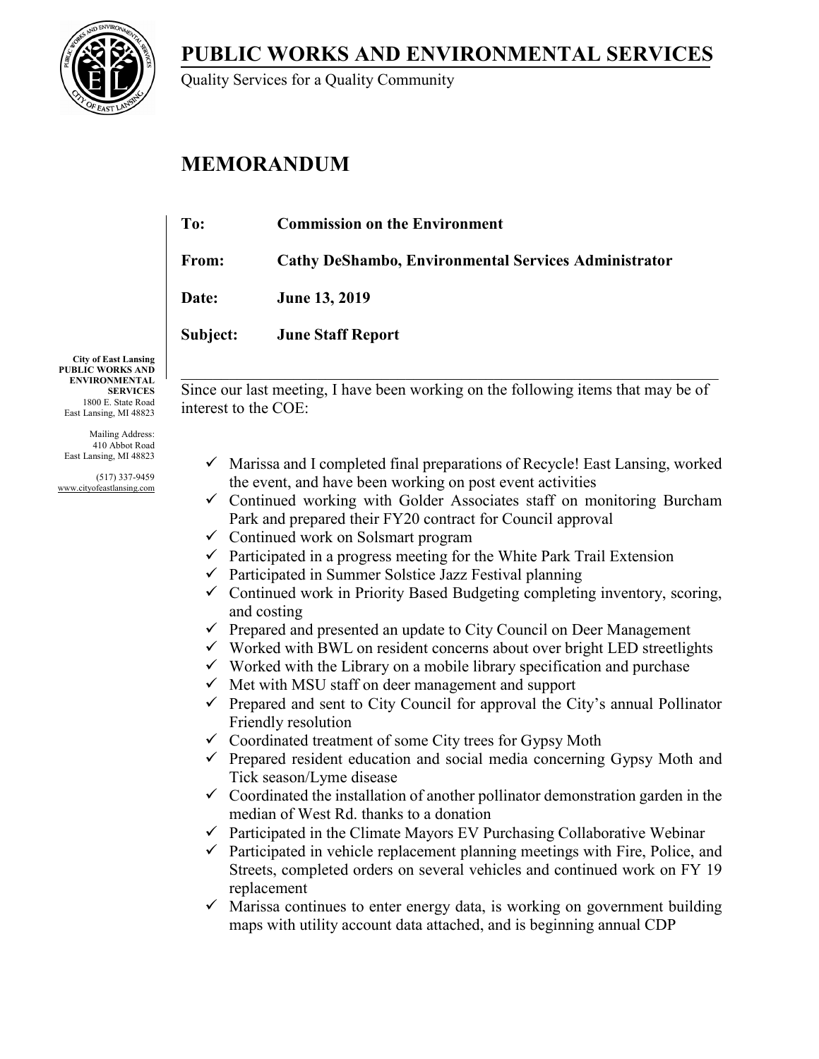# PUBLIC WORKS AND ENVIRONMENTAL SERVICES

Quality Services for a Quality Community

## MEMORANDUM

**To:** **Commission on the Environment**

**From:** **Cathy DeShambo, Environmental Services Administrator**

**Date:** **June 13, 2019**

**Subject:** **June Staff Report**

**City of East Lansing**
**PUBLIC WORKS AND ENVIRONMENTAL SERVICES**
1800 E. State Road
East Lansing, MI 48823

Mailing Address:
410 Abbot Road
East Lansing, MI 48823

(517) 337-9459
www.cityofeastlansing.com

---

Since our last meeting, I have been working on the following items that may be of interest to the COE:

- ✓ Marissa and I completed final preparations of Recycle! East Lansing, worked the event, and have been working on post event activities
- ✓ Continued working with Golder Associates staff on monitoring Burcham Park and prepared their FY20 contract for Council approval
- ✓ Continued work on Solsmart program
- ✓ Participated in a progress meeting for the White Park Trail Extension
- ✓ Participated in Summer Solstice Jazz Festival planning
- ✓ Continued work in Priority Based Budgeting completing inventory, scoring, and costing
- ✓ Prepared and presented an update to City Council on Deer Management
- ✓ Worked with BWL on resident concerns about over bright LED streetlights
- ✓ Worked with the Library on a mobile library specification and purchase
- ✓ Met with MSU staff on deer management and support
- ✓ Prepared and sent to City Council for approval the City's annual Pollinator Friendly resolution
- ✓ Coordinated treatment of some City trees for Gypsy Moth
- ✓ Prepared resident education and social media concerning Gypsy Moth and Tick season/Lyme disease
- ✓ Coordinated the installation of another pollinator demonstration garden in the median of West Rd. thanks to a donation
- ✓ Participated in the Climate Mayors EV Purchasing Collaborative Webinar
- ✓ Participated in vehicle replacement planning meetings with Fire, Police, and Streets, completed orders on several vehicles and continued work on FY 19 replacement
- ✓ Marissa continues to enter energy data, is working on government building maps with utility account data attached, and is beginning annual CDP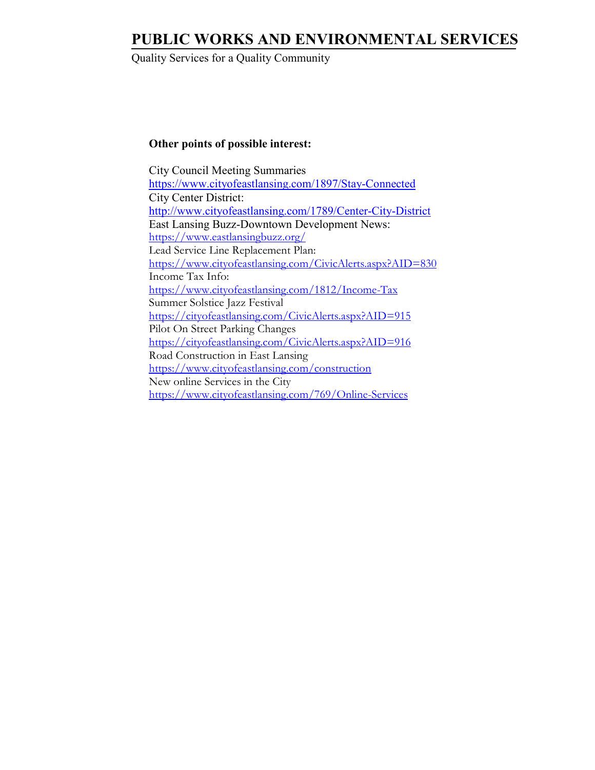# PUBLIC WORKS AND ENVIRONMENTAL SERVICES

Quality Services for a Quality Community

**Other points of possible interest:**

City Council Meeting Summaries
https://www.cityofeastlansing.com/1897/Stay-Connected
City Center District:
http://www.cityofeastlansing.com/1789/Center-City-District
East Lansing Buzz-Downtown Development News:
https://www.eastlansingbuzz.org/
Lead Service Line Replacement Plan:
https://www.cityofeastlansing.com/CivicAlerts.aspx?AID=830
Income Tax Info:
https://www.cityofeastlansing.com/1812/Income-Tax
Summer Solstice Jazz Festival
https://cityofeastlansing.com/CivicAlerts.aspx?AID=915
Pilot On Street Parking Changes
https://cityofeastlansing.com/CivicAlerts.aspx?AID=916
Road Construction in East Lansing
https://www.cityofeastlansing.com/construction
New online Services in the City
https://www.cityofeastlansing.com/769/Online-Services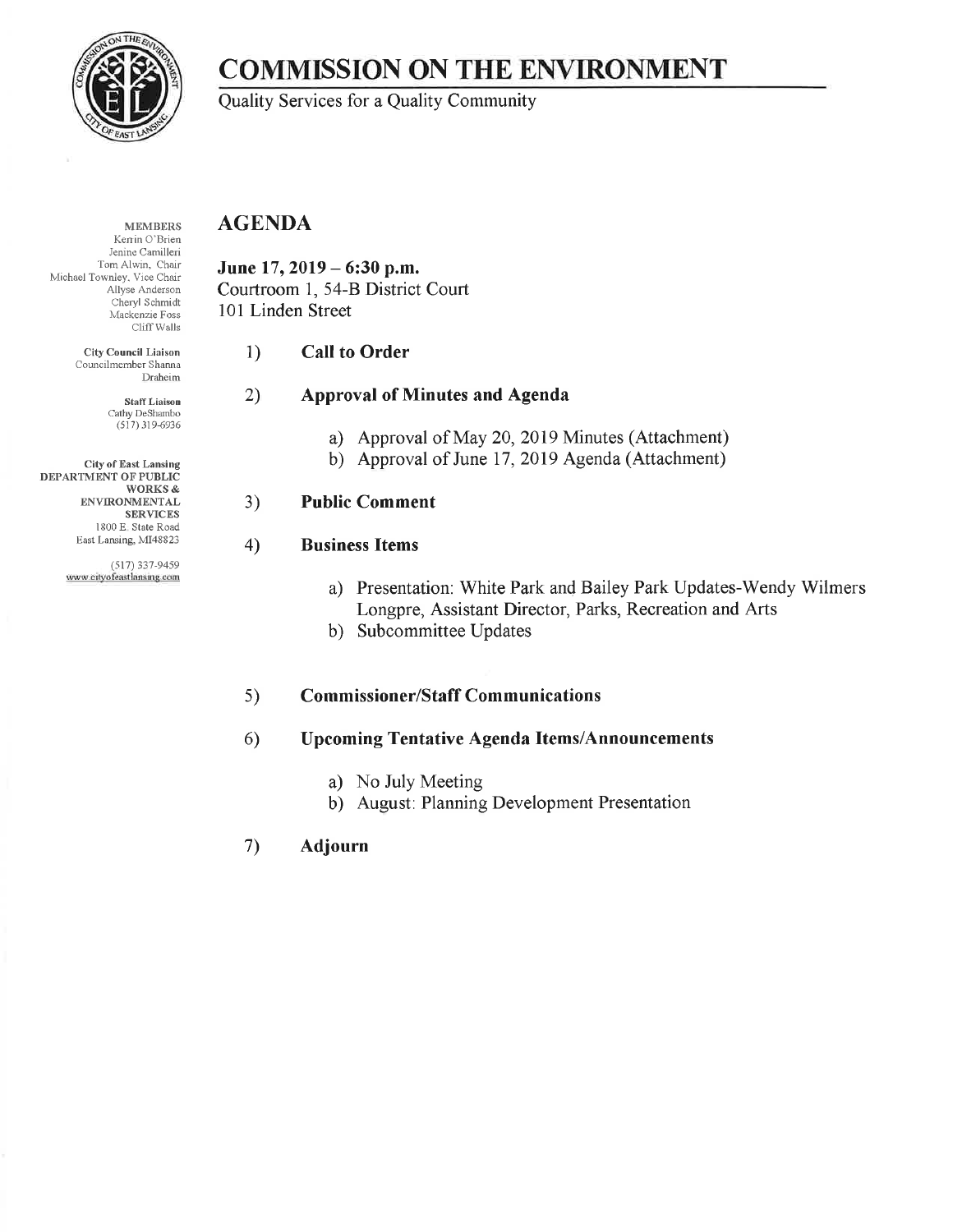# COMMISSION ON THE ENVIRONMENT

Quality Services for a Quality Community

MEMBERS
Kerrin O'Brien
Jenine Camilleri
Tom Alwin, Chair
Michael Townley, Vice Chair
Allyse Anderson
Cheryl Schmidt
Mackenzie Foss
Cliff Walls

**City Council Liaison**
Councilmember Shanna Draheim

**Staff Liaison**
Cathy DeShambo
(517) 319-6936

**City of East Lansing**
**DEPARTMENT OF PUBLIC WORKS & ENVIRONMENTAL SERVICES**
1800 E. State Road
East Lansing, MI48823

(517) 337-9459
www.cityofeastlansing.com

## AGENDA

**June 17, 2019 – 6:30 p.m.**
Courtroom 1, 54-B District Court
101 Linden Street

1) **Call to Order**

2) **Approval of Minutes and Agenda**
   a) Approval of May 20, 2019 Minutes (Attachment)
   b) Approval of June 17, 2019 Agenda (Attachment)

3) **Public Comment**

4) **Business Items**
   a) Presentation: White Park and Bailey Park Updates-Wendy Wilmers Longpre, Assistant Director, Parks, Recreation and Arts
   b) Subcommittee Updates

5) **Commissioner/Staff Communications**

6) **Upcoming Tentative Agenda Items/Announcements**
   a) No July Meeting
   b) August: Planning Development Presentation

7) **Adjourn**